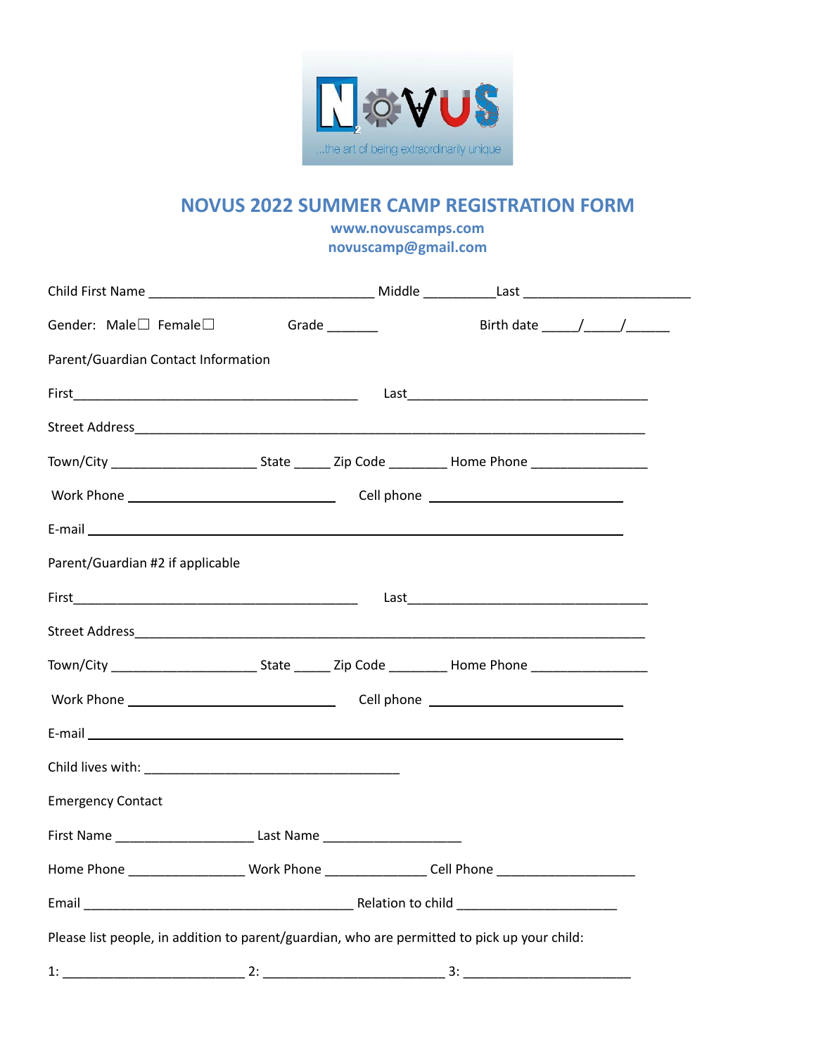# NOVUS 2022 SUMMER CAMP REGISTRATION FORM

**www.novuscamps.com**
**novuscamp@gmail.com**

Child First Name ______________________________ Middle __________Last ______________________

Gender: Male☐ Female☐ Grade _______ Birth date _____/_____/______

Parent/Guardian Contact Information

First______________________________________ Last________________________________

Street Address___________________________________________________________________

Town/City ___________________ State _____ Zip Code ________ Home Phone _______________

Work Phone ___________________________ Cell phone _________________________

E-mail ______________________________________________________________________

Parent/Guardian #2 if applicable

First______________________________________ Last________________________________

Street Address___________________________________________________________________

Town/City ___________________ State _____ Zip Code ________ Home Phone _______________

Work Phone ___________________________ Cell phone _________________________

E-mail ______________________________________________________________________

Child lives with: __________________________________

Emergency Contact

First Name __________________ Last Name __________________

Home Phone _______________ Work Phone _____________ Cell Phone __________________

Email ___________________________________ Relation to child _____________________

Please list people, in addition to parent/guardian, who are permitted to pick up your child:

1: ________________________ 2: ________________________ 3: ______________________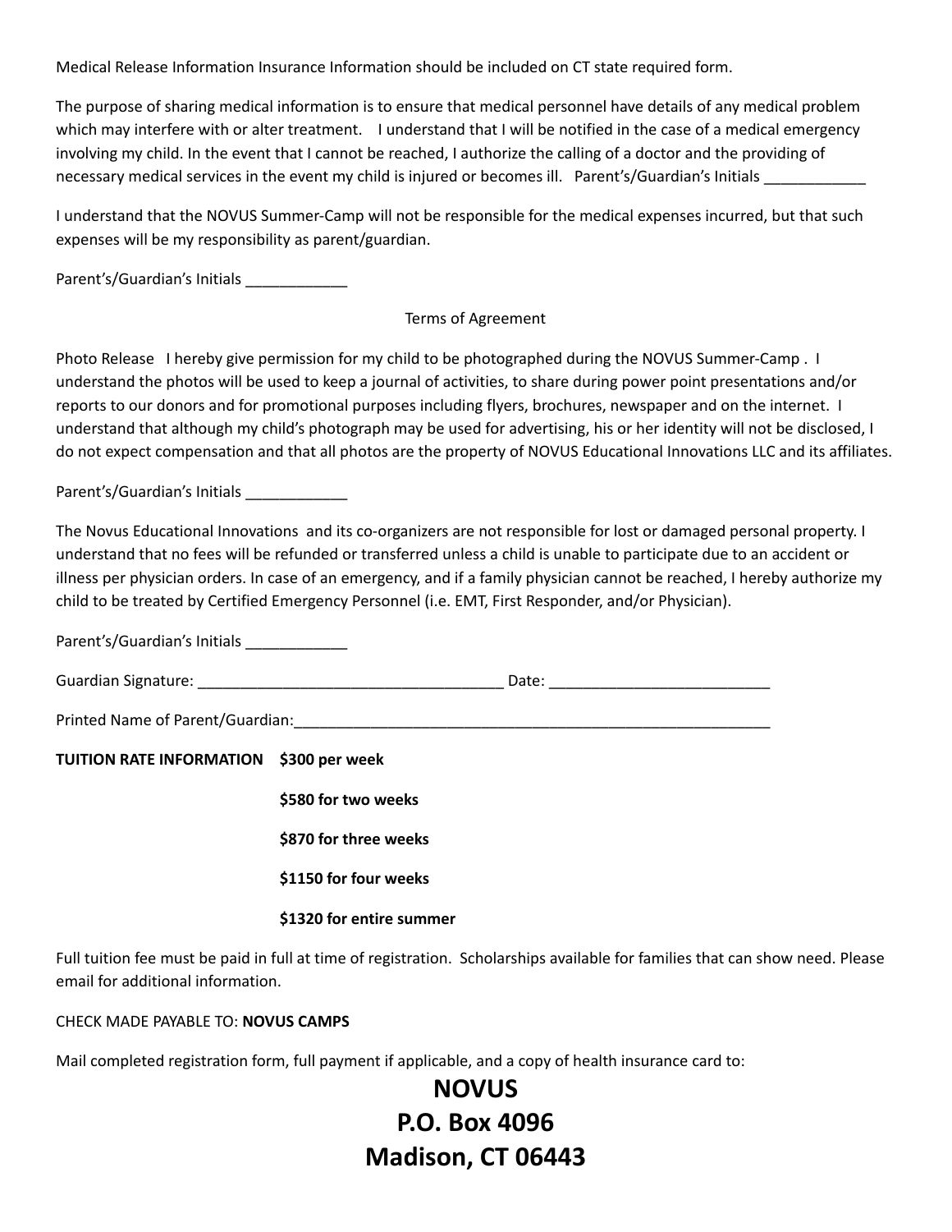Medical Release Information Insurance Information should be included on CT state required form.

The purpose of sharing medical information is to ensure that medical personnel have details of any medical problem which may interfere with or alter treatment. I understand that I will be notified in the case of a medical emergency involving my child. In the event that I cannot be reached, I authorize the calling of a doctor and the providing of necessary medical services in the event my child is injured or becomes ill. Parent's/Guardian's Initials ____________

I understand that the NOVUS Summer-Camp will not be responsible for the medical expenses incurred, but that such expenses will be my responsibility as parent/guardian.

Parent's/Guardian's Initials ____________

Terms of Agreement

Photo Release I hereby give permission for my child to be photographed during the NOVUS Summer-Camp . I understand the photos will be used to keep a journal of activities, to share during power point presentations and/or reports to our donors and for promotional purposes including flyers, brochures, newspaper and on the internet. I understand that although my child's photograph may be used for advertising, his or her identity will not be disclosed, I do not expect compensation and that all photos are the property of NOVUS Educational Innovations LLC and its affiliates.

Parent's/Guardian's Initials ____________

The Novus Educational Innovations and its co-organizers are not responsible for lost or damaged personal property. I understand that no fees will be refunded or transferred unless a child is unable to participate due to an accident or illness per physician orders. In case of an emergency, and if a family physician cannot be reached, I hereby authorize my child to be treated by Certified Emergency Personnel (i.e. EMT, First Responder, and/or Physician).

Parent's/Guardian's Initials ____________

Guardian Signature: ____________________________________ Date: __________________________

Printed Name of Parent/Guardian:____________________________________________________________

**TUITION RATE INFORMATION** **$300 per week**

**$580 for two weeks**

**$870 for three weeks**

**$1150 for four weeks**

**$1320 for entire summer**

Full tuition fee must be paid in full at time of registration. Scholarships available for families that can show need. Please email for additional information.

CHECK MADE PAYABLE TO: **NOVUS CAMPS**

Mail completed registration form, full payment if applicable, and a copy of health insurance card to:

**NOVUS**
**P.O. Box 4096**
**Madison, CT 06443**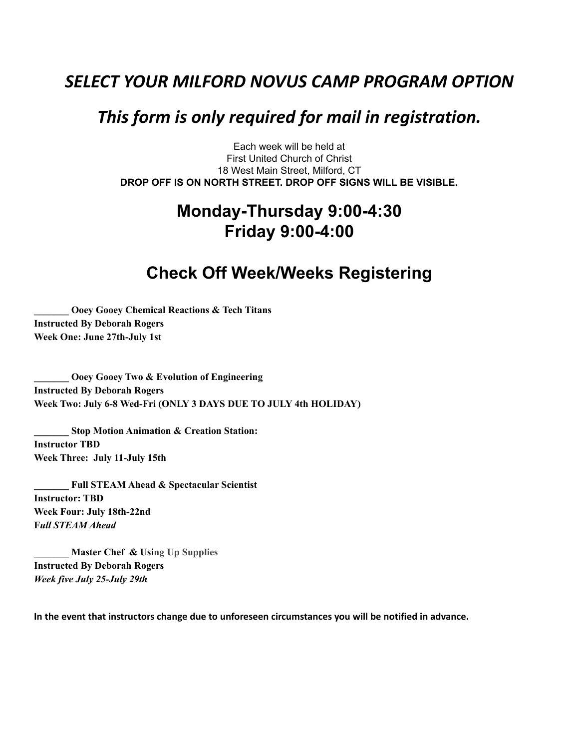# *SELECT YOUR MILFORD NOVUS CAMP PROGRAM OPTION*

## *This form is only required for mail in registration.*

Each week will be held at
First United Church of Christ
18 West Main Street, Milford, CT
**DROP OFF IS ON NORTH STREET. DROP OFF SIGNS WILL BE VISIBLE.**

## Monday-Thursday 9:00-4:30
## Friday 9:00-4:00

## Check Off Week/Weeks Registering

**_______ Ooey Gooey Chemical Reactions & Tech Titans**
**Instructed By Deborah Rogers**
**Week One: June 27th-July 1st**

**_______ Ooey Gooey Two & Evolution of Engineering**
**Instructed By Deborah Rogers**
**Week Two: July 6-8 Wed-Fri (ONLY 3 DAYS DUE TO JULY 4th HOLIDAY)**

**_______ Stop Motion Animation & Creation Station:**
**Instructor TBD**
**Week Three: July 11-July 15th**

**_______ Full STEAM Ahead & Spectacular Scientist**
**Instructor: TBD**
**Week Four: July 18th-22nd**
**F*ull STEAM Ahead***

**_______ Master Chef & Using Up Supplies**
**Instructed By Deborah Rogers**
***Week five July 25-July 29th***

**In the event that instructors change due to unforeseen circumstances you will be notified in advance.**